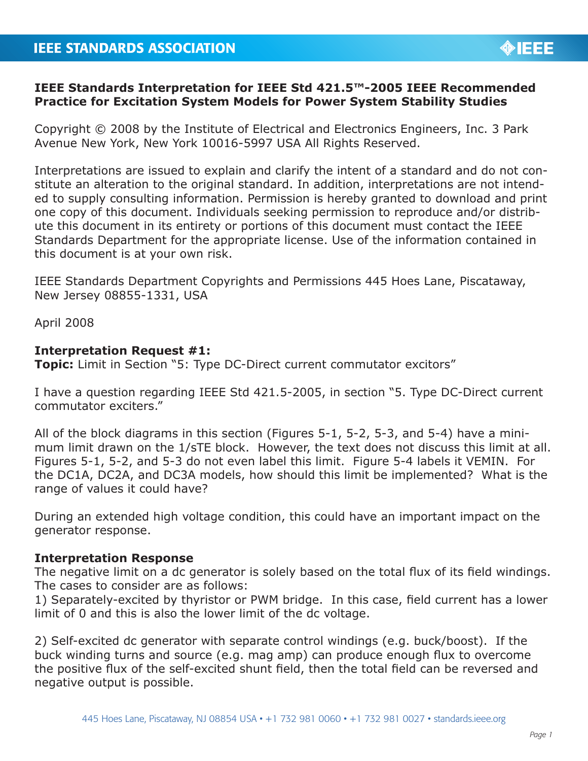**IEEE STANDARDS ASSOCIATION**

# IEEE Standards Interpretation for IEEE Std 421.5™-2005 IEEE Recommended Practice for Excitation System Models for Power System Stability Studies

Copyright © 2008 by the Institute of Electrical and Electronics Engineers, Inc. 3 Park Avenue New York, New York 10016-5997 USA All Rights Reserved.

Interpretations are issued to explain and clarify the intent of a standard and do not constitute an alteration to the original standard. In addition, interpretations are not intended to supply consulting information. Permission is hereby granted to download and print one copy of this document. Individuals seeking permission to reproduce and/or distribute this document in its entirety or portions of this document must contact the IEEE Standards Department for the appropriate license. Use of the information contained in this document is at your own risk.

IEEE Standards Department Copyrights and Permissions 445 Hoes Lane, Piscataway, New Jersey 08855-1331, USA

April 2008

**Interpretation Request #1:**
**Topic:** Limit in Section "5: Type DC-Direct current commutator excitors"

I have a question regarding IEEE Std 421.5-2005, in section "5. Type DC-Direct current commutator exciters."

All of the block diagrams in this section (Figures 5-1, 5-2, 5-3, and 5-4) have a minimum limit drawn on the 1/sTE block. However, the text does not discuss this limit at all. Figures 5-1, 5-2, and 5-3 do not even label this limit. Figure 5-4 labels it VEMIN. For the DC1A, DC2A, and DC3A models, how should this limit be implemented? What is the range of values it could have?

During an extended high voltage condition, this could have an important impact on the generator response.

**Interpretation Response**
The negative limit on a dc generator is solely based on the total flux of its field windings. The cases to consider are as follows:
1) Separately-excited by thyristor or PWM bridge. In this case, field current has a lower limit of 0 and this is also the lower limit of the dc voltage.

2) Self-excited dc generator with separate control windings (e.g. buck/boost). If the buck winding turns and source (e.g. mag amp) can produce enough flux to overcome the positive flux of the self-excited shunt field, then the total field can be reversed and negative output is possible.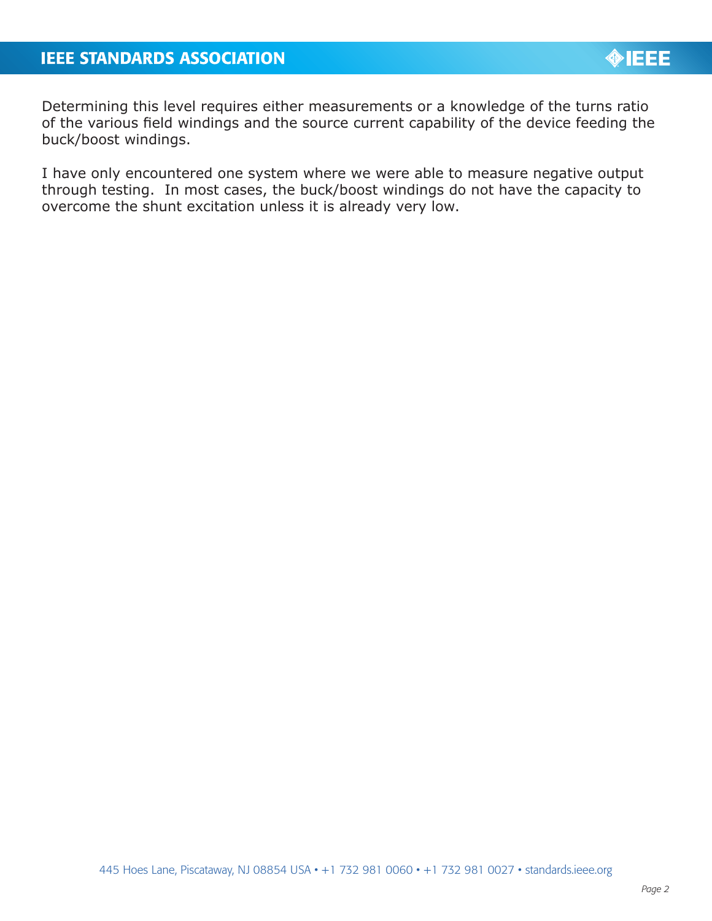Determining this level requires either measurements or a knowledge of the turns ratio of the various field windings and the source current capability of the device feeding the buck/boost windings.

I have only encountered one system where we were able to measure negative output through testing. In most cases, the buck/boost windings do not have the capacity to overcome the shunt excitation unless it is already very low.